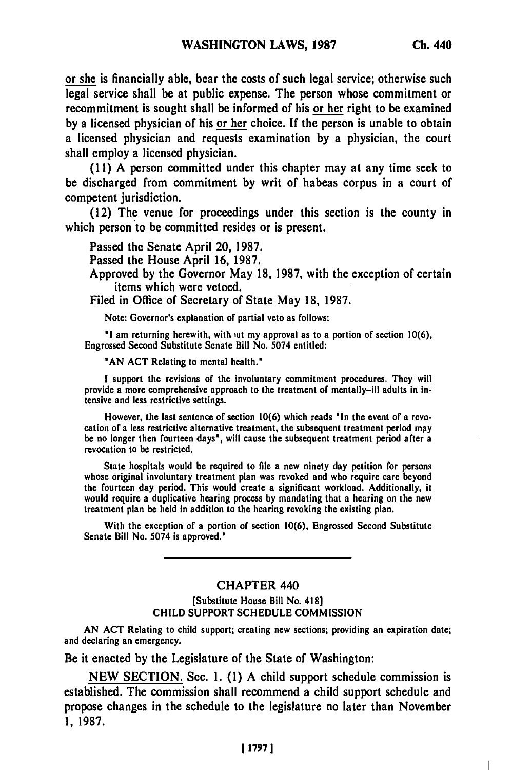or she is financially able, bear the costs of such legal service; otherwise such legal service shall be at public expense. The person whose commitment or recommitment is sought shall be informed of his or her right to be examined by a licensed physician of his or her choice. If the person is unable to obtain a licensed physician and requests examination by a physician, the court shall employ a licensed physician.

(11) A person committed under this chapter may at any time seek to be discharged from commitment by writ of habeas corpus in a court of competent jurisdiction.

(12) The venue for proceedings under this section is the county in which person to be committed resides or is present.

Passed the Senate April 20, 1987.

Passed the House April 16, 1987.

Approved by the Governor May 18, 1987, with the exception of certain items which were vetoed.

Filed in Office of Secretary of State May 18, 1987.

Note: Governor's explanation of partial veto as follows:

"I am returning herewith, without my approval as to a portion of section 10(6), Engrossed Second Substitute Senate Bill No. 5074 entitled:

"AN ACT Relating to mental health."

I support the revisions of the involuntary commitment procedures. They will provide a more comprehensive approach to the treatment of mentally-ill adults in intensive and less restrictive settings.

However, the last sentence of section 10(6) which reads "In the event of a revocation of a less restrictive alternative treatment, the subsequent treatment period may be no longer then fourteen days", will cause the subsequent treatment period after a revocation to be restricted.

State hospitals would be required to file a new ninety day petition for persons whose original involuntary treatment plan was revoked and who require care beyond the fourteen day period. This would create a significant workload. Additionally, it would require a duplicative hearing process by mandating that a hearing on the new treatment plan be held in addition to the hearing revoking the existing plan.

With the exception of a portion of section 10(6), Engrossed Second Substitute Senate Bill No. 5074 is approved."

---

## CHAPTER 440

[Substitute House Bill No. 418]

CHILD SUPPORT SCHEDULE COMMISSION

AN ACT Relating to child support; creating new sections; providing an expiration date; and declaring an emergency.

Be it enacted by the Legislature of the State of Washington:

NEW SECTION. Sec. 1. (1) A child support schedule commission is established. The commission shall recommend a child support schedule and propose changes in the schedule to the legislature no later than November 1, 1987.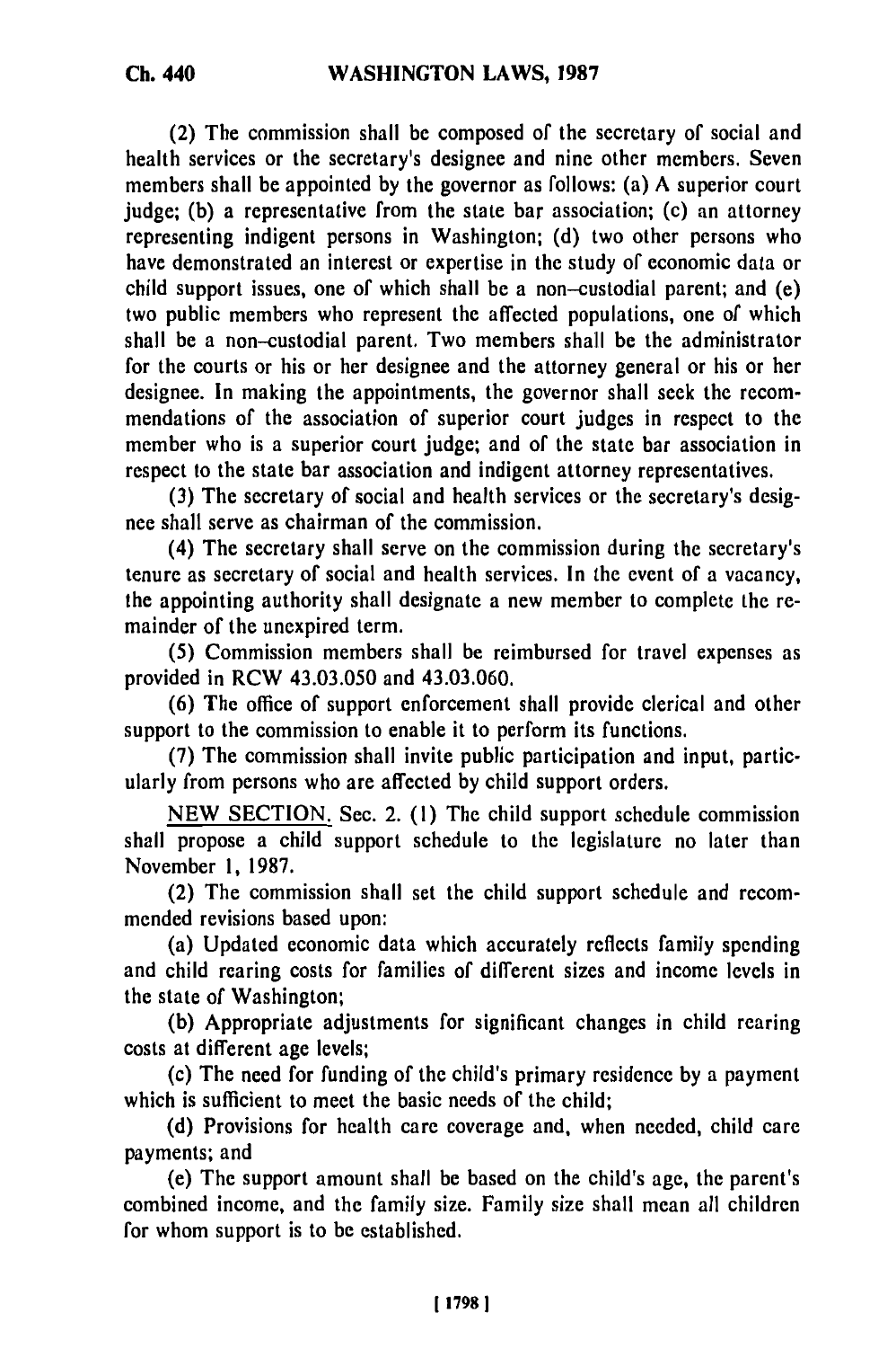(2) The commission shall be composed of the secretary of social and health services or the secretary's designee and nine other members. Seven members shall be appointed by the governor as follows: (a) A superior court judge; (b) a representative from the state bar association; (c) an attorney representing indigent persons in Washington; (d) two other persons who have demonstrated an interest or expertise in the study of economic data or child support issues, one of which shall be a non-custodial parent; and (e) two public members who represent the affected populations, one of which shall be a non-custodial parent. Two members shall be the administrator for the courts or his or her designee and the attorney general or his or her designee. In making the appointments, the governor shall seek the recommendations of the association of superior court judges in respect to the member who is a superior court judge; and of the state bar association in respect to the state bar association and indigent attorney representatives.

(3) The secretary of social and health services or the secretary's designee shall serve as chairman of the commission.

(4) The secretary shall serve on the commission during the secretary's tenure as secretary of social and health services. In the event of a vacancy, the appointing authority shall designate a new member to complete the remainder of the unexpired term.

(5) Commission members shall be reimbursed for travel expenses as provided in RCW 43.03.050 and 43.03.060.

(6) The office of support enforcement shall provide clerical and other support to the commission to enable it to perform its functions.

(7) The commission shall invite public participation and input, particularly from persons who are affected by child support orders.

NEW SECTION. Sec. 2. (1) The child support schedule commission shall propose a child support schedule to the legislature no later than November 1, 1987.

(2) The commission shall set the child support schedule and recommended revisions based upon:

(a) Updated economic data which accurately reflects family spending and child rearing costs for families of different sizes and income levels in the state of Washington;

(b) Appropriate adjustments for significant changes in child rearing costs at different age levels;

(c) The need for funding of the child's primary residence by a payment which is sufficient to meet the basic needs of the child;

(d) Provisions for health care coverage and, when needed, child care payments; and

(e) The support amount shall be based on the child's age, the parent's combined income, and the family size. Family size shall mean all children for whom support is to be established.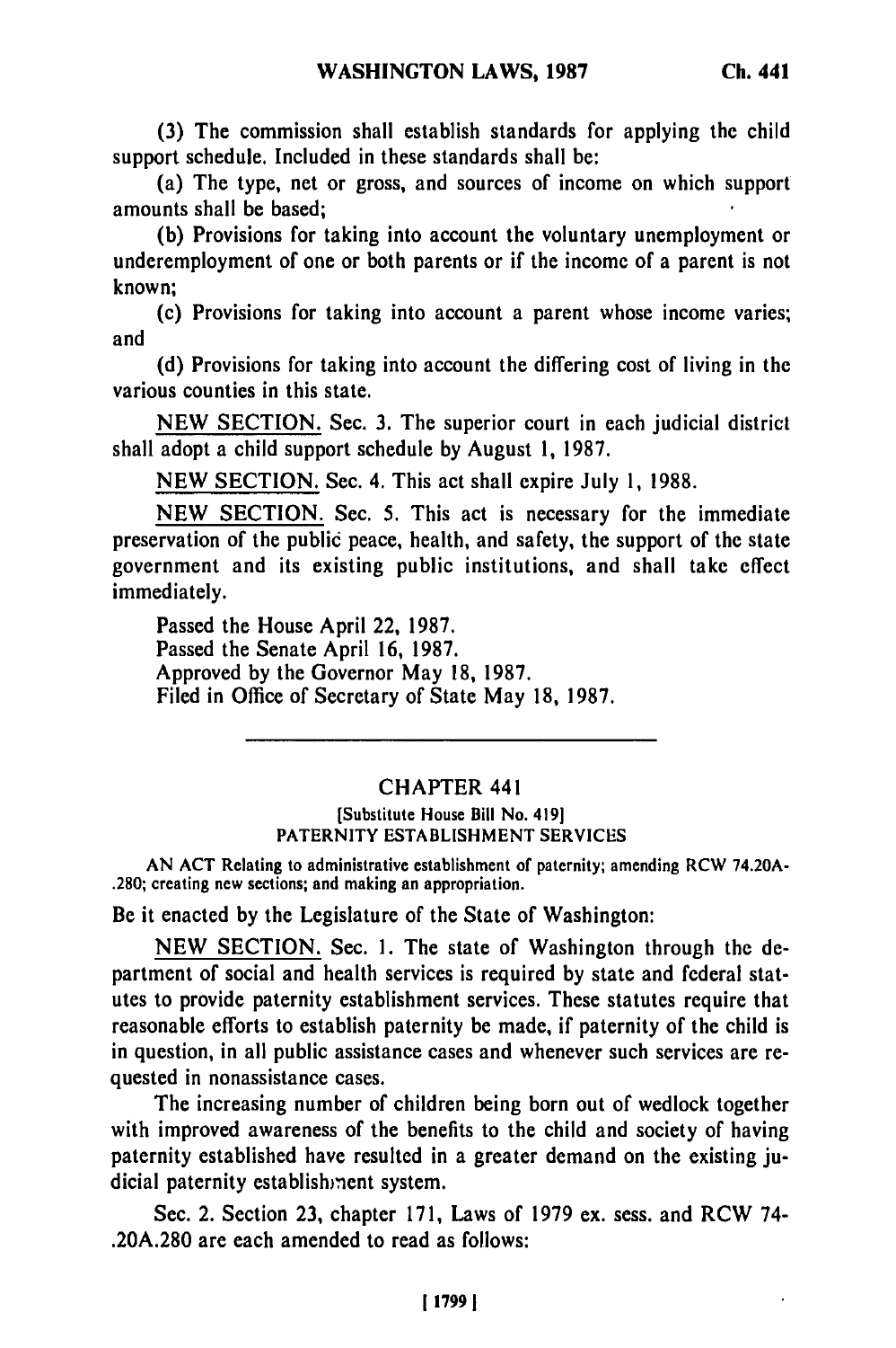(3) The commission shall establish standards for applying the child support schedule. Included in these standards shall be:

(a) The type, net or gross, and sources of income on which support amounts shall be based;

(b) Provisions for taking into account the voluntary unemployment or underemployment of one or both parents or if the income of a parent is not known;

(c) Provisions for taking into account a parent whose income varies; and

(d) Provisions for taking into account the differing cost of living in the various counties in this state.

NEW SECTION. Sec. 3. The superior court in each judicial district shall adopt a child support schedule by August 1, 1987.

NEW SECTION. Sec. 4. This act shall expire July 1, 1988.

NEW SECTION. Sec. 5. This act is necessary for the immediate preservation of the public peace, health, and safety, the support of the state government and its existing public institutions, and shall take effect immediately.

Passed the House April 22, 1987.
Passed the Senate April 16, 1987.
Approved by the Governor May 18, 1987.
Filed in Office of Secretary of State May 18, 1987.

---

## CHAPTER 441

[Substitute House Bill No. 419]
PATERNITY ESTABLISHMENT SERVICES

AN ACT Relating to administrative establishment of paternity; amending RCW 74.20A-.280; creating new sections; and making an appropriation.

Be it enacted by the Legislature of the State of Washington:

NEW SECTION. Sec. 1. The state of Washington through the department of social and health services is required by state and federal statutes to provide paternity establishment services. These statutes require that reasonable efforts to establish paternity be made, if paternity of the child is in question, in all public assistance cases and whenever such services are requested in nonassistance cases.

The increasing number of children being born out of wedlock together with improved awareness of the benefits to the child and society of having paternity established have resulted in a greater demand on the existing judicial paternity establishment system.

Sec. 2. Section 23, chapter 171, Laws of 1979 ex. sess. and RCW 74-.20A.280 are each amended to read as follows: